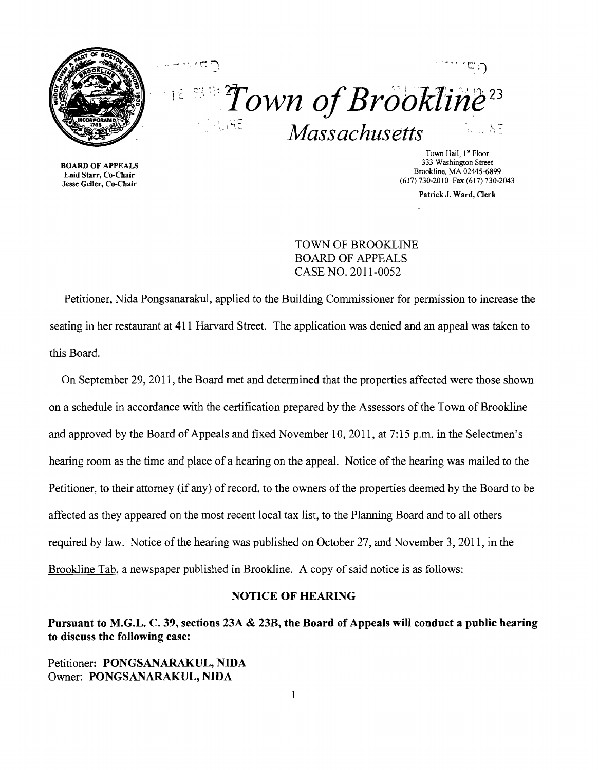# *Town of Brookline*
## *Massachusetts*

**BOARD OF APPEALS**
**Enid Starr, Co-Chair**
**Jesse Geller, Co-Chair**

Town Hall, 1st Floor
333 Washington Street
Brookline, MA 02445-6899
(617) 730-2010 Fax (617) 730-2043

**Patrick J. Ward, Clerk**

TOWN OF BROOKLINE
BOARD OF APPEALS
CASE NO. 2011-0052

Petitioner, Nida Pongsanarakul, applied to the Building Commissioner for permission to increase the seating in her restaurant at 411 Harvard Street. The application was denied and an appeal was taken to this Board.

On September 29, 2011, the Board met and determined that the properties affected were those shown on a schedule in accordance with the certification prepared by the Assessors of the Town of Brookline and approved by the Board of Appeals and fixed November 10, 2011, at 7:15 p.m. in the Selectmen's hearing room as the time and place of a hearing on the appeal. Notice of the hearing was mailed to the Petitioner, to their attorney (if any) of record, to the owners of the properties deemed by the Board to be affected as they appeared on the most recent local tax list, to the Planning Board and to all others required by law. Notice of the hearing was published on October 27, and November 3, 2011, in the Brookline Tab, a newspaper published in Brookline. A copy of said notice is as follows:

**NOTICE OF HEARING**

**Pursuant to M.G.L. C. 39, sections 23A & 23B, the Board of Appeals will conduct a public hearing to discuss the following case:**

Petitioner: **PONGSANARAKUL, NIDA**
Owner: **PONGSANARAKUL, NIDA**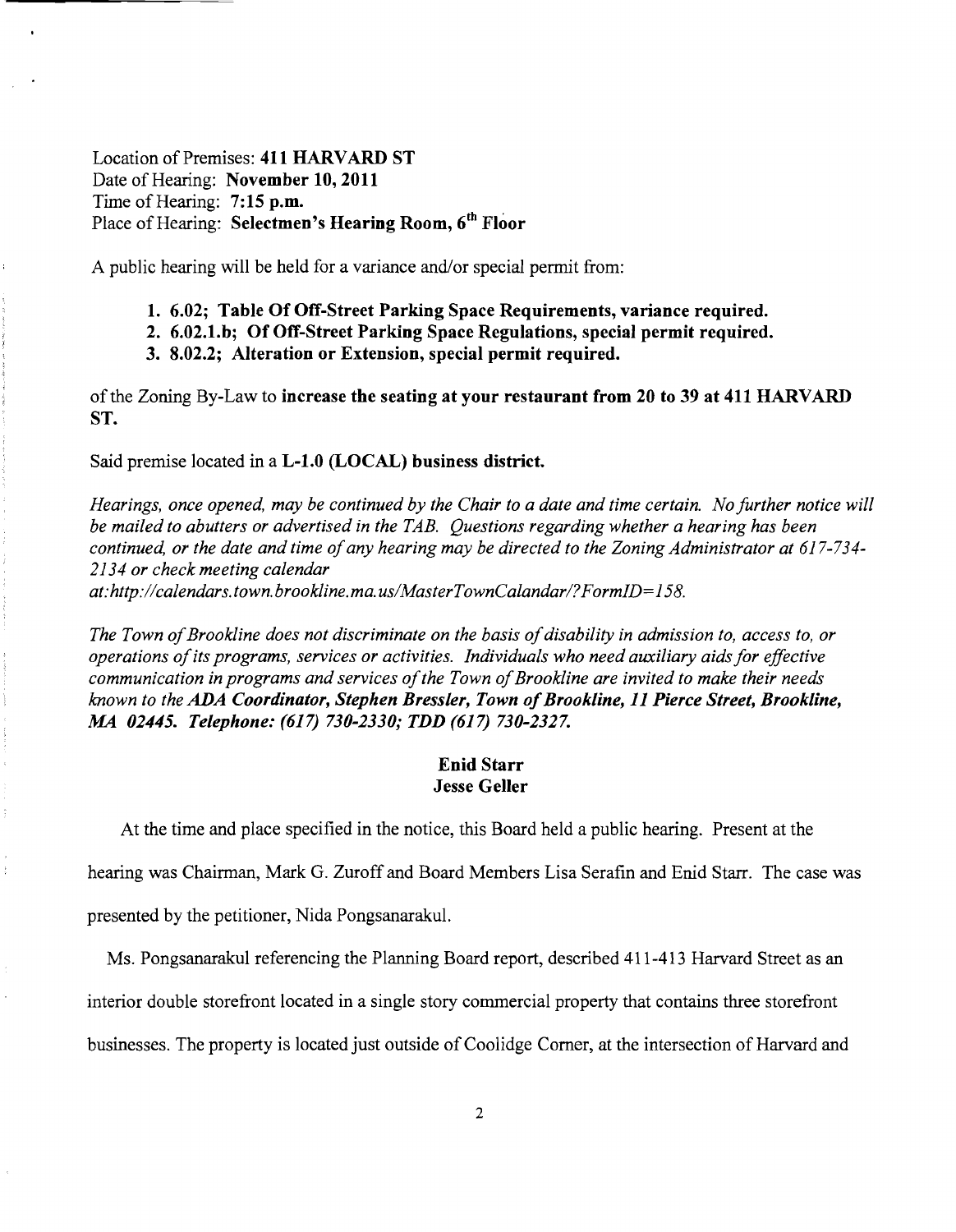Location of Premises: **411 HARVARD ST**
Date of Hearing: **November 10, 2011**
Time of Hearing: **7:15 p.m.**
Place of Hearing: **Selectmen's Hearing Room, 6th Floor**

A public hearing will be held for a variance and/or special permit from:

1. **6.02; Table Of Off-Street Parking Space Requirements, variance required.**
2. **6.02.1.b; Of Off-Street Parking Space Regulations, special permit required.**
3. **8.02.2; Alteration or Extension, special permit required.**

of the Zoning By-Law to **increase the seating at your restaurant from 20 to 39 at 411 HARVARD ST.**

Said premise located in a **L-1.0 (LOCAL) business district.**

*Hearings, once opened, may be continued by the Chair to a date and time certain. No further notice will be mailed to abutters or advertised in the TAB. Questions regarding whether a hearing has been continued, or the date and time of any hearing may be directed to the Zoning Administrator at 617-734-2134 or check meeting calendar at:http://calendars.town.brookline.ma.us/MasterTownCalandar/?FormID=158.*

*The Town of Brookline does not discriminate on the basis of disability in admission to, access to, or operations of its programs, services or activities. Individuals who need auxiliary aids for effective communication in programs and services of the Town of Brookline are invited to make their needs known to the* ***ADA Coordinator, Stephen Bressler, Town of Brookline, 11 Pierce Street, Brookline, MA 02445. Telephone: (617) 730-2330; TDD (617) 730-2327.***

**Enid Starr**
**Jesse Geller**

At the time and place specified in the notice, this Board held a public hearing. Present at the hearing was Chairman, Mark G. Zuroff and Board Members Lisa Serafin and Enid Starr. The case was presented by the petitioner, Nida Pongsanarakul.

Ms. Pongsanarakul referencing the Planning Board report, described 411-413 Harvard Street as an interior double storefront located in a single story commercial property that contains three storefront businesses. The property is located just outside of Coolidge Corner, at the intersection of Harvard and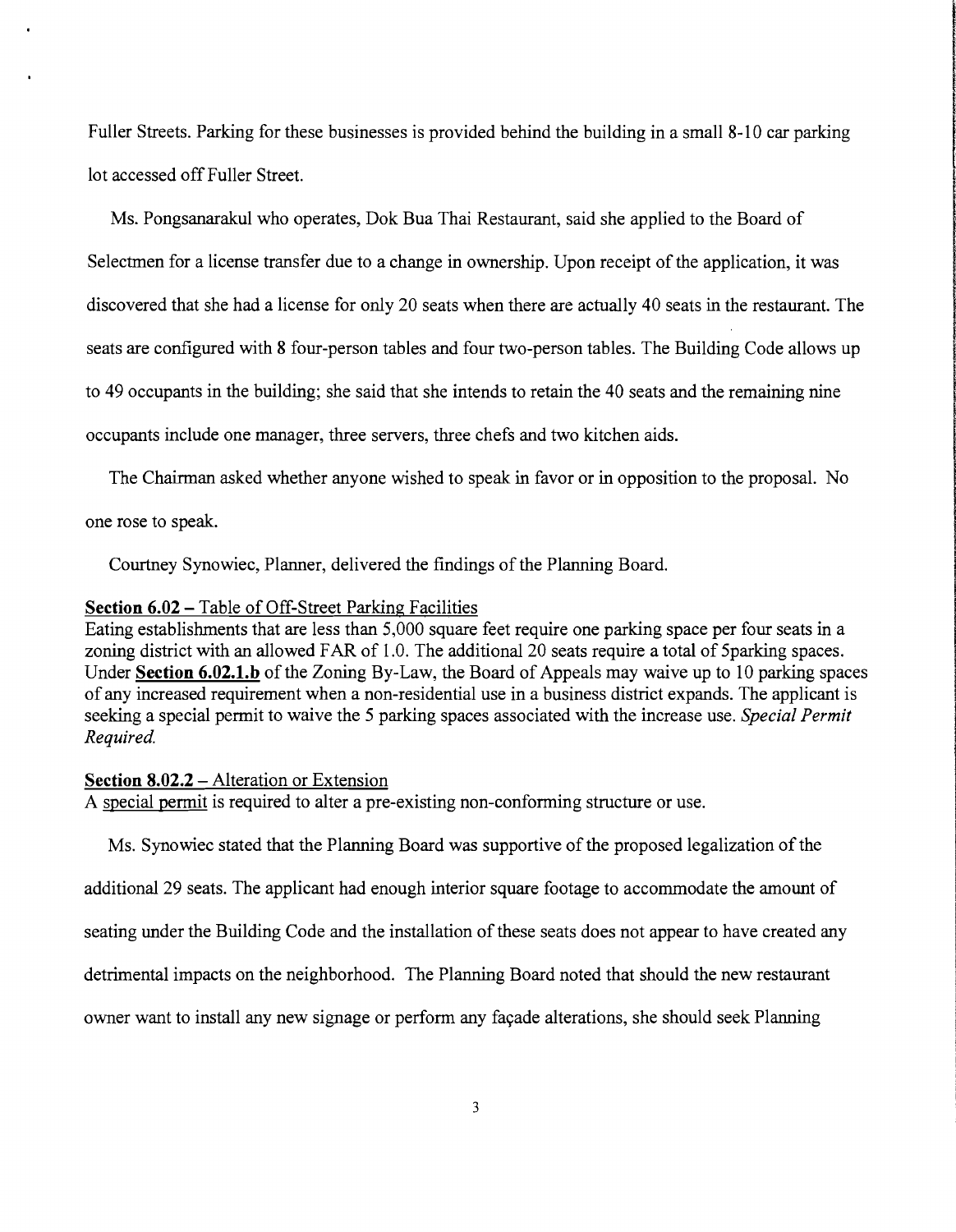Fuller Streets. Parking for these businesses is provided behind the building in a small 8-10 car parking lot accessed off Fuller Street.

Ms. Pongsanarakul who operates, Dok Bua Thai Restaurant, said she applied to the Board of Selectmen for a license transfer due to a change in ownership. Upon receipt of the application, it was discovered that she had a license for only 20 seats when there are actually 40 seats in the restaurant. The seats are configured with 8 four-person tables and four two-person tables. The Building Code allows up to 49 occupants in the building; she said that she intends to retain the 40 seats and the remaining nine occupants include one manager, three servers, three chefs and two kitchen aids.

The Chairman asked whether anyone wished to speak in favor or in opposition to the proposal. No one rose to speak.

Courtney Synowiec, Planner, delivered the findings of the Planning Board.

**Section 6.02** – Table of Off-Street Parking Facilities

Eating establishments that are less than 5,000 square feet require one parking space per four seats in a zoning district with an allowed FAR of 1.0. The additional 20 seats require a total of 5parking spaces. Under **Section 6.02.1.b** of the Zoning By-Law, the Board of Appeals may waive up to 10 parking spaces of any increased requirement when a non-residential use in a business district expands. The applicant is seeking a special permit to waive the 5 parking spaces associated with the increase use. *Special Permit Required.*

**Section 8.02.2** – Alteration or Extension

A special permit is required to alter a pre-existing non-conforming structure or use.

Ms. Synowiec stated that the Planning Board was supportive of the proposed legalization of the additional 29 seats. The applicant had enough interior square footage to accommodate the amount of seating under the Building Code and the installation of these seats does not appear to have created any detrimental impacts on the neighborhood. The Planning Board noted that should the new restaurant owner want to install any new signage or perform any façade alterations, she should seek Planning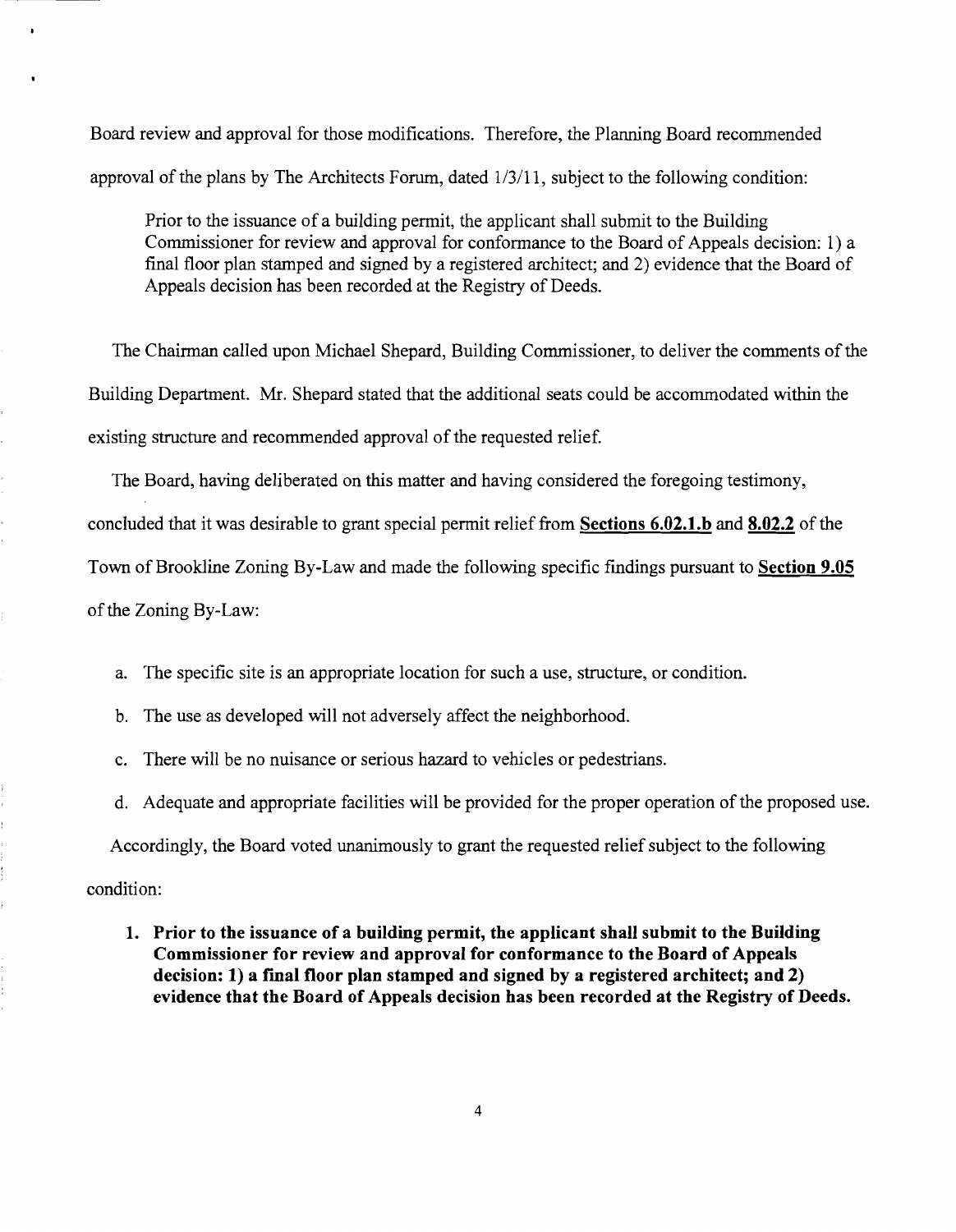Board review and approval for those modifications. Therefore, the Planning Board recommended approval of the plans by The Architects Forum, dated 1/3/11, subject to the following condition:

> Prior to the issuance of a building permit, the applicant shall submit to the Building Commissioner for review and approval for conformance to the Board of Appeals decision: 1) a final floor plan stamped and signed by a registered architect; and 2) evidence that the Board of Appeals decision has been recorded at the Registry of Deeds.

The Chairman called upon Michael Shepard, Building Commissioner, to deliver the comments of the Building Department. Mr. Shepard stated that the additional seats could be accommodated within the existing structure and recommended approval of the requested relief.

The Board, having deliberated on this matter and having considered the foregoing testimony, concluded that it was desirable to grant special permit relief from **Sections 6.02.1.b** and **8.02.2** of the Town of Brookline Zoning By-Law and made the following specific findings pursuant to **Section 9.05** of the Zoning By-Law:

a. The specific site is an appropriate location for such a use, structure, or condition.

b. The use as developed will not adversely affect the neighborhood.

c. There will be no nuisance or serious hazard to vehicles or pedestrians.

d. Adequate and appropriate facilities will be provided for the proper operation of the proposed use.

Accordingly, the Board voted unanimously to grant the requested relief subject to the following condition:

1. **Prior to the issuance of a building permit, the applicant shall submit to the Building Commissioner for review and approval for conformance to the Board of Appeals decision: 1) a final floor plan stamped and signed by a registered architect; and 2) evidence that the Board of Appeals decision has been recorded at the Registry of Deeds.**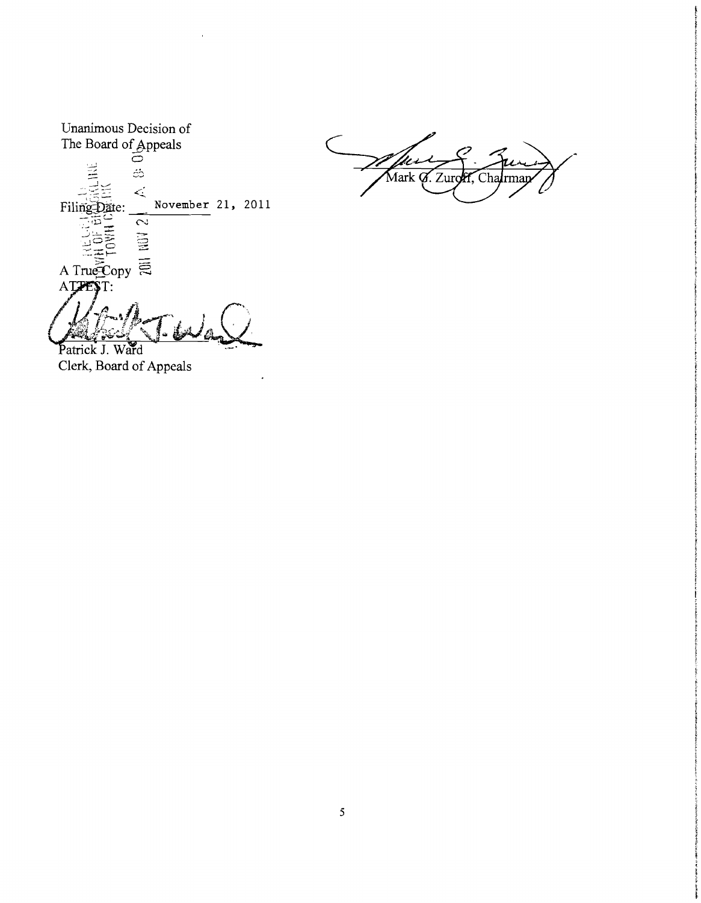Unanimous Decision of
The Board of Appeals

Mark G. Zuroff, Chairman

Filing Date: November 21, 2011

A True Copy
ATTEST:

Patrick J. Ward
Clerk, Board of Appeals